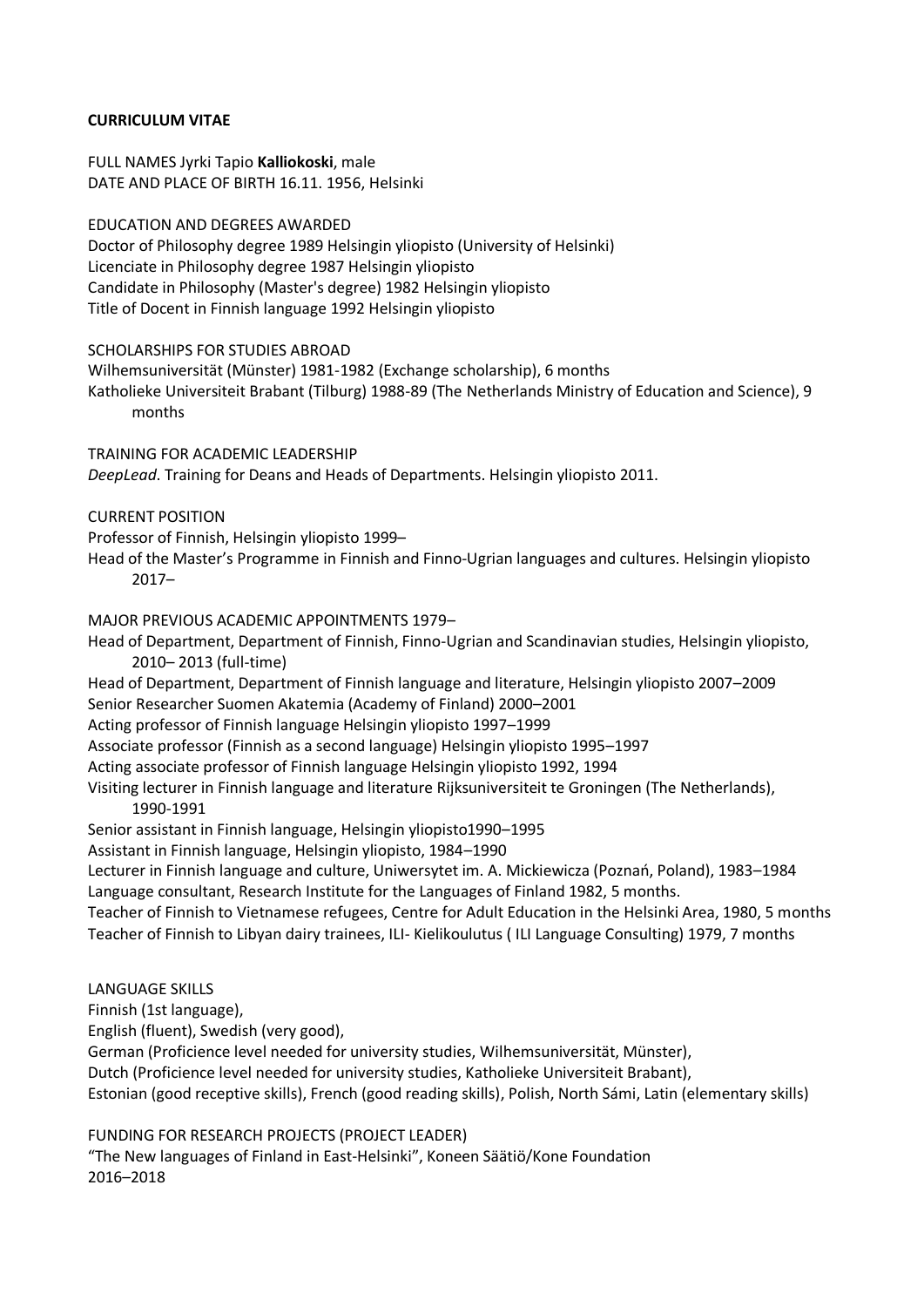**CURRICULUM VITAE**

FULL NAMES Jyrki Tapio **Kalliokoski**, male
DATE AND PLACE OF BIRTH 16.11. 1956, Helsinki

EDUCATION AND DEGREES AWARDED
Doctor of Philosophy degree 1989 Helsingin yliopisto (University of Helsinki)
Licenciate in Philosophy degree 1987 Helsingin yliopisto
Candidate in Philosophy (Master's degree) 1982 Helsingin yliopisto
Title of Docent in Finnish language 1992 Helsingin yliopisto

SCHOLARSHIPS FOR STUDIES ABROAD
Wilhemsuniversität (Münster) 1981-1982 (Exchange scholarship), 6 months
Katholieke Universiteit Brabant (Tilburg) 1988-89 (The Netherlands Ministry of Education and Science), 9 months

TRAINING FOR ACADEMIC LEADERSHIP
*DeepLead*. Training for Deans and Heads of Departments. Helsingin yliopisto 2011.

CURRENT POSITION
Professor of Finnish, Helsingin yliopisto 1999–
Head of the Master's Programme in Finnish and Finno-Ugrian languages and cultures. Helsingin yliopisto 2017–

MAJOR PREVIOUS ACADEMIC APPOINTMENTS 1979–
Head of Department, Department of Finnish, Finno-Ugrian and Scandinavian studies, Helsingin yliopisto, 2010– 2013 (full-time)
Head of Department, Department of Finnish language and literature, Helsingin yliopisto 2007–2009
Senior Researcher Suomen Akatemia (Academy of Finland) 2000–2001
Acting professor of Finnish language Helsingin yliopisto 1997–1999
Associate professor (Finnish as a second language) Helsingin yliopisto 1995–1997
Acting associate professor of Finnish language Helsingin yliopisto 1992, 1994
Visiting lecturer in Finnish language and literature Rijksuniversiteit te Groningen (The Netherlands), 1990-1991
Senior assistant in Finnish language, Helsingin yliopisto1990–1995
Assistant in Finnish language, Helsingin yliopisto, 1984–1990
Lecturer in Finnish language and culture, Uniwersytet im. A. Mickiewicza (Poznań, Poland), 1983–1984
Language consultant, Research Institute for the Languages of Finland 1982, 5 months.
Teacher of Finnish to Vietnamese refugees, Centre for Adult Education in the Helsinki Area, 1980, 5 months
Teacher of Finnish to Libyan dairy trainees, ILI- Kielikoulutus ( ILI Language Consulting) 1979, 7 months

LANGUAGE SKILLS
Finnish (1st language),
English (fluent), Swedish (very good),
German (Proficience level needed for university studies, Wilhemsuniversität, Münster),
Dutch (Proficience level needed for university studies, Katholieke Universiteit Brabant),
Estonian (good receptive skills), French (good reading skills), Polish, North Sámi, Latin (elementary skills)

FUNDING FOR RESEARCH PROJECTS (PROJECT LEADER)
"The New languages of Finland in East-Helsinki", Koneen Säätiö/Kone Foundation
2016–2018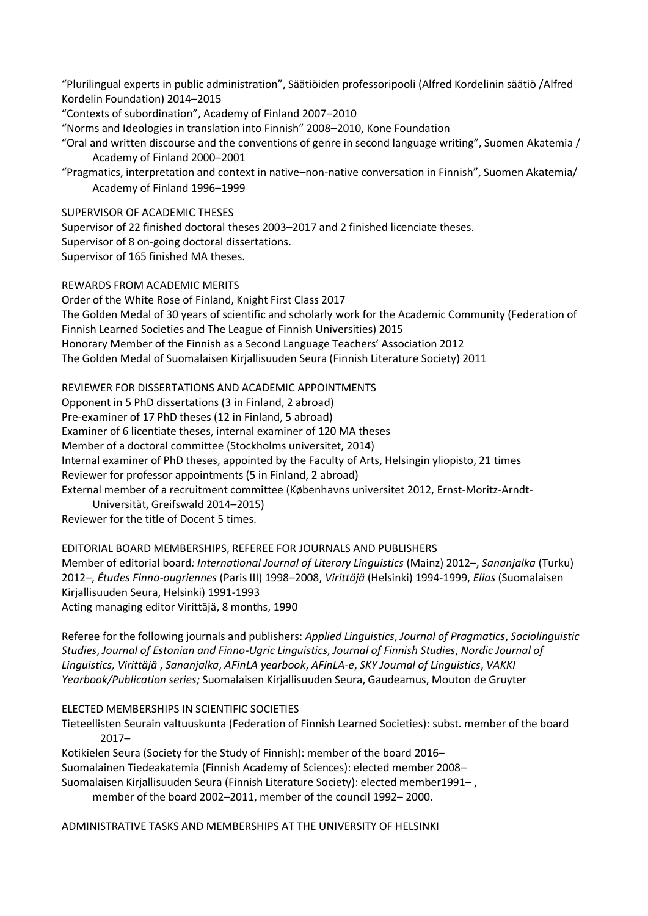"Plurilingual experts in public administration", Säätiöiden professoripooli (Alfred Kordelinin säätiö /Alfred Kordelin Foundation) 2014–2015

"Contexts of subordination", Academy of Finland 2007–2010

"Norms and Ideologies in translation into Finnish" 2008–2010, Kone Foundation

"Oral and written discourse and the conventions of genre in second language writing", Suomen Akatemia / Academy of Finland 2000–2001

"Pragmatics, interpretation and context in native–non-native conversation in Finnish", Suomen Akatemia/ Academy of Finland 1996–1999

SUPERVISOR OF ACADEMIC THESES

Supervisor of 22 finished doctoral theses 2003–2017 and 2 finished licenciate theses.
Supervisor of 8 on-going doctoral dissertations.
Supervisor of 165 finished MA theses.

REWARDS FROM ACADEMIC MERITS

Order of the White Rose of Finland, Knight First Class 2017
The Golden Medal of 30 years of scientific and scholarly work for the Academic Community (Federation of Finnish Learned Societies and The League of Finnish Universities) 2015
Honorary Member of the Finnish as a Second Language Teachers' Association 2012
The Golden Medal of Suomalaisen Kirjallisuuden Seura (Finnish Literature Society) 2011

REVIEWER FOR DISSERTATIONS AND ACADEMIC APPOINTMENTS

Opponent in 5 PhD dissertations (3 in Finland, 2 abroad)
Pre-examiner of 17 PhD theses (12 in Finland, 5 abroad)
Examiner of 6 licentiate theses, internal examiner of 120 MA theses
Member of a doctoral committee (Stockholms universitet, 2014)
Internal examiner of PhD theses, appointed by the Faculty of Arts, Helsingin yliopisto, 21 times
Reviewer for professor appointments (5 in Finland, 2 abroad)
External member of a recruitment committee (Københavns universitet 2012, Ernst-Moritz-Arndt-Universität, Greifswald 2014–2015)
Reviewer for the title of Docent 5 times.

EDITORIAL BOARD MEMBERSHIPS, REFEREE FOR JOURNALS AND PUBLISHERS

Member of editorial board*: International Journal of Literary Linguistics* (Mainz) 2012–, *Sananjalka* (Turku) 2012–, *Études Finno-ougriennes* (Paris III) 1998–2008, *Virittäjä* (Helsinki) 1994-1999, *Elias* (Suomalaisen Kirjallisuuden Seura, Helsinki) 1991-1993
Acting managing editor Virittäjä, 8 months, 1990

Referee for the following journals and publishers: *Applied Linguistics*, *Journal of Pragmatics*, *Sociolinguistic Studies*, *Journal of Estonian and Finno-Ugric Linguistics*, *Journal of Finnish Studies*, *Nordic Journal of Linguistics, Virittäjä* , *Sananjalka*, *AFinLA yearbook*, *AFinLA-e*, *SKY Journal of Linguistics*, *VAKKI Yearbook/Publication series;* Suomalaisen Kirjallisuuden Seura, Gaudeamus, Mouton de Gruyter

ELECTED MEMBERSHIPS IN SCIENTIFIC SOCIETIES

Tieteellisten Seurain valtuuskunta (Federation of Finnish Learned Societies): subst. member of the board 2017–
Kotikielen Seura (Society for the Study of Finnish): member of the board 2016–
Suomalainen Tiedeakatemia (Finnish Academy of Sciences): elected member 2008–
Suomalaisen Kirjallisuuden Seura (Finnish Literature Society): elected member1991– , member of the board 2002–2011, member of the council 1992– 2000.

ADMINISTRATIVE TASKS AND MEMBERSHIPS AT THE UNIVERSITY OF HELSINKI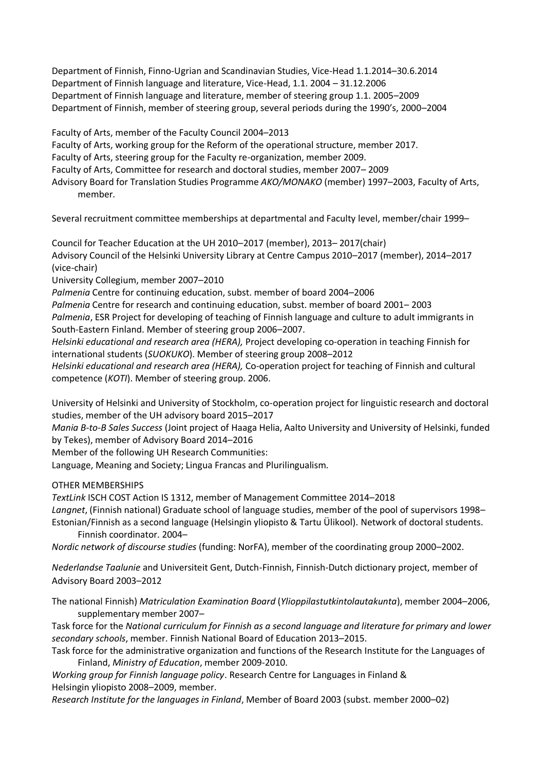Department of Finnish, Finno-Ugrian and Scandinavian Studies, Vice-Head 1.1.2014–30.6.2014
Department of Finnish language and literature, Vice-Head, 1.1. 2004 – 31.12.2006
Department of Finnish language and literature, member of steering group 1.1. 2005–2009
Department of Finnish, member of steering group, several periods during the 1990's, 2000–2004

Faculty of Arts, member of the Faculty Council 2004–2013
Faculty of Arts, working group for the Reform of the operational structure, member 2017.
Faculty of Arts, steering group for the Faculty re-organization, member 2009.
Faculty of Arts, Committee for research and doctoral studies, member 2007– 2009
Advisory Board for Translation Studies Programme *AKO/MONAKO* (member) 1997–2003, Faculty of Arts, member.

Several recruitment committee memberships at departmental and Faculty level, member/chair 1999–

Council for Teacher Education at the UH 2010–2017 (member), 2013– 2017(chair)
Advisory Council of the Helsinki University Library at Centre Campus 2010–2017 (member), 2014–2017 (vice-chair)
University Collegium, member 2007–2010
*Palmenia* Centre for continuing education, subst. member of board 2004–2006
*Palmenia* Centre for research and continuing education, subst. member of board 2001– 2003
*Palmenia*, ESR Project for developing of teaching of Finnish language and culture to adult immigrants in South-Eastern Finland. Member of steering group 2006–2007.
*Helsinki educational and research area (HERA),* Project developing co-operation in teaching Finnish for international students (*SUOKUKO*). Member of steering group 2008–2012
*Helsinki educational and research area (HERA),* Co-operation project for teaching of Finnish and cultural competence (*KOTI*). Member of steering group. 2006.

University of Helsinki and University of Stockholm, co-operation project for linguistic research and doctoral studies, member of the UH advisory board 2015–2017
*Mania B-to-B Sales Success* (Joint project of Haaga Helia, Aalto University and University of Helsinki, funded by Tekes), member of Advisory Board 2014–2016
Member of the following UH Research Communities:
Language, Meaning and Society; Lingua Francas and Plurilingualism.

OTHER MEMBERSHIPS

*TextLink* ISCH COST Action IS 1312, member of Management Committee 2014–2018
*Langnet*, (Finnish national) Graduate school of language studies, member of the pool of supervisors 1998–
Estonian/Finnish as a second language (Helsingin yliopisto & Tartu Ülikool). Network of doctoral students. Finnish coordinator. 2004–
*Nordic network of discourse studies* (funding: NorFA), member of the coordinating group 2000–2002.

*Nederlandse Taalunie* and Universiteit Gent, Dutch-Finnish, Finnish-Dutch dictionary project, member of Advisory Board 2003–2012

The national Finnish) *Matriculation Examination Board* (*Ylioppilastutkintolautakunta*), member 2004–2006, supplementary member 2007–
Task force for the *National curriculum for Finnish as a second language and literature for primary and lower secondary schools*, member. Finnish National Board of Education 2013–2015.
Task force for the administrative organization and functions of the Research Institute for the Languages of Finland, *Ministry of Education*, member 2009-2010.
*Working group for Finnish language policy*. Research Centre for Languages in Finland & Helsingin yliopisto 2008–2009, member.
*Research Institute for the languages in Finland*, Member of Board 2003 (subst. member 2000–02)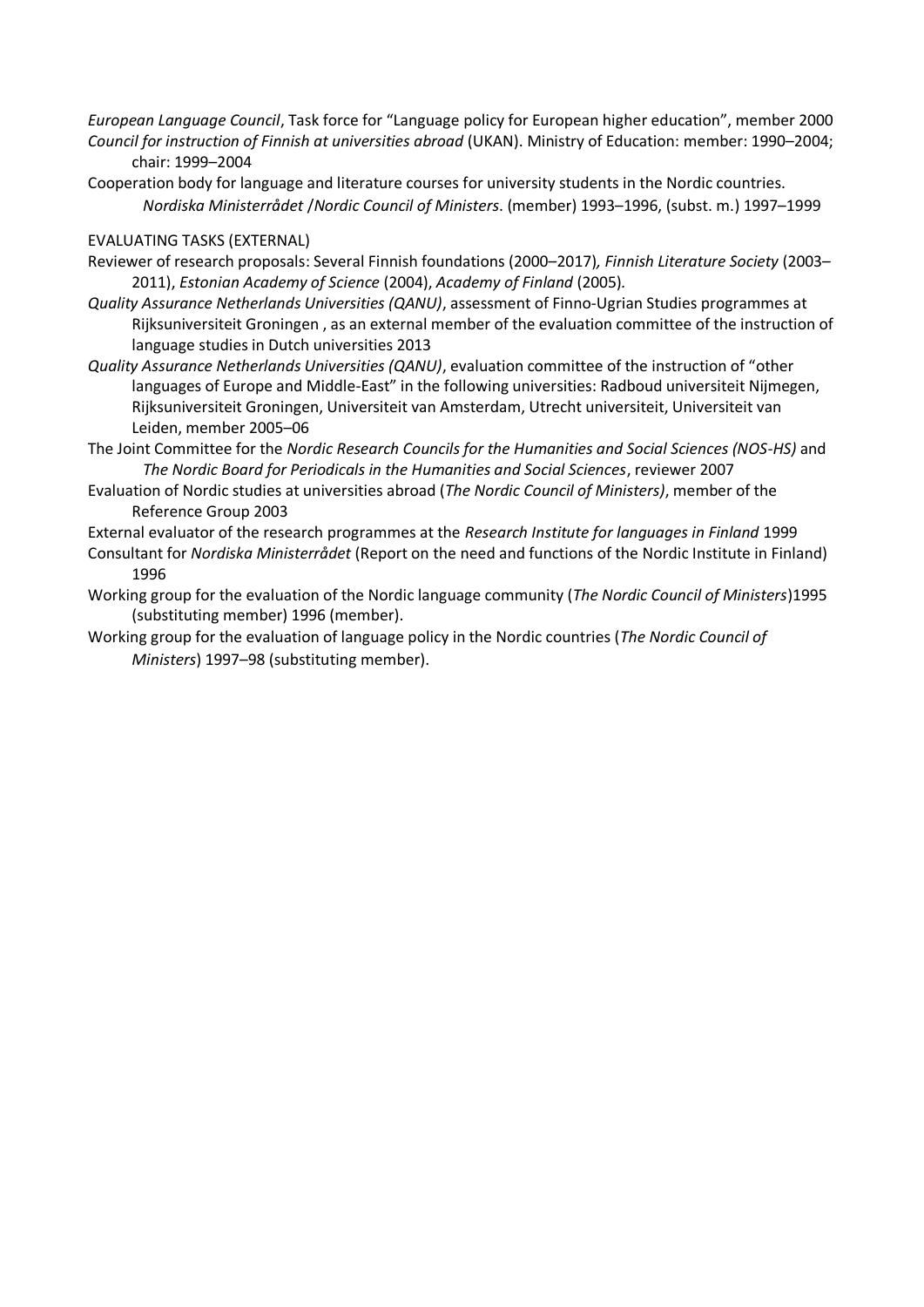*European Language Council*, Task force for "Language policy for European higher education", member 2000

*Council for instruction of Finnish at universities abroad* (UKAN). Ministry of Education: member: 1990–2004; chair: 1999–2004

Cooperation body for language and literature courses for university students in the Nordic countries. *Nordiska Ministerrådet* /*Nordic Council of Ministers*. (member) 1993–1996, (subst. m.) 1997–1999

EVALUATING TASKS (EXTERNAL)

Reviewer of research proposals: Several Finnish foundations (2000–2017)*, Finnish Literature Society* (2003–2011), *Estonian Academy of Science* (2004), *Academy of Finland* (2005)*.*

*Quality Assurance Netherlands Universities (QANU)*, assessment of Finno-Ugrian Studies programmes at Rijksuniversiteit Groningen , as an external member of the evaluation committee of the instruction of language studies in Dutch universities 2013

*Quality Assurance Netherlands Universities (QANU)*, evaluation committee of the instruction of "other languages of Europe and Middle-East" in the following universities: Radboud universiteit Nijmegen, Rijksuniversiteit Groningen, Universiteit van Amsterdam, Utrecht universiteit, Universiteit van Leiden, member 2005–06

The Joint Committee for the *Nordic Research Councils for the Humanities and Social Sciences (NOS-HS)* and *The Nordic Board for Periodicals in the Humanities and Social Sciences*, reviewer 2007

Evaluation of Nordic studies at universities abroad (*The Nordic Council of Ministers)*, member of the Reference Group 2003

External evaluator of the research programmes at the *Research Institute for languages in Finland* 1999

Consultant for *Nordiska Ministerrådet* (Report on the need and functions of the Nordic Institute in Finland) 1996

Working group for the evaluation of the Nordic language community (*The Nordic Council of Ministers*)1995 (substituting member) 1996 (member).

Working group for the evaluation of language policy in the Nordic countries (*The Nordic Council of Ministers*) 1997–98 (substituting member).